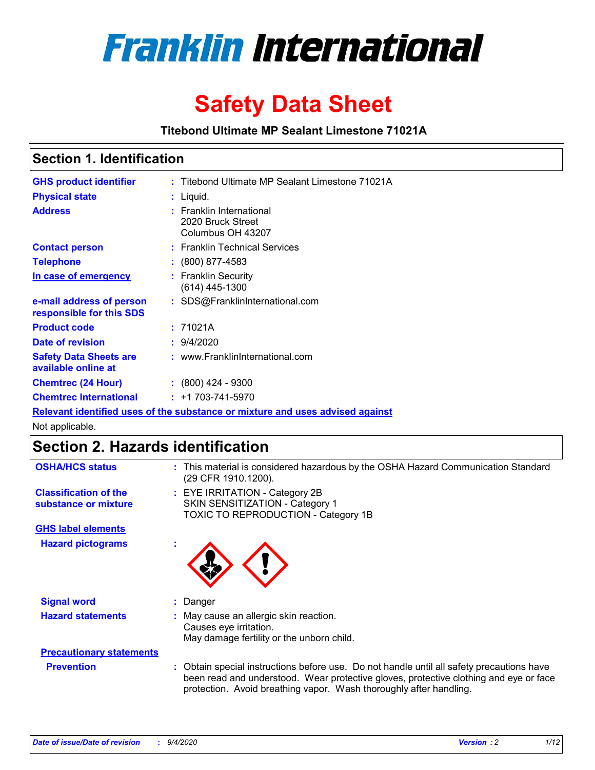# Franklin International

# Safety Data Sheet

**Titebond Ultimate MP Sealant Limestone 71021A**

## Section 1. Identification

| | |
|---|---|
| **GHS product identifier** | : Titebond Ultimate MP Sealant Limestone 71021A |
| **Physical state** | : Liquid. |
| **Address** | : Franklin International<br>2020 Bruck Street<br>Columbus OH 43207 |
| **Contact person** | : Franklin Technical Services |
| **Telephone** | : (800) 877-4583 |
| **In case of emergency** | : Franklin Security<br>(614) 445-1300 |
| **e-mail address of person responsible for this SDS** | : SDS@FranklinInternational.com |
| **Product code** | : 71021A |
| **Date of revision** | : 9/4/2020 |
| **Safety Data Sheets are available online at** | : www.FranklinInternational.com |
| **Chemtrec (24 Hour)** | : (800) 424 - 9300 |
| **Chemtrec International** | : +1 703-741-5970 |

**Relevant identified uses of the substance or mixture and uses advised against**

Not applicable.

## Section 2. Hazards identification

| | |
|---|---|
| **OSHA/HCS status** | : This material is considered hazardous by the OSHA Hazard Communication Standard (29 CFR 1910.1200). |
| **Classification of the substance or mixture** | : EYE IRRITATION - Category 2B<br>SKIN SENSITIZATION - Category 1<br>TOXIC TO REPRODUCTION - Category 1B |

**GHS label elements**

**Hazard pictograms** :

**Signal word** : Danger

**Hazard statements** : May cause an allergic skin reaction.
Causes eye irritation.
May damage fertility or the unborn child.

**Precautionary statements**

**Prevention** : Obtain special instructions before use. Do not handle until all safety precautions have been read and understood. Wear protective gloves, protective clothing and eye or face protection. Avoid breathing vapor. Wash thoroughly after handling.

*Date of issue/Date of revision : 9/4/2020 Version : 2*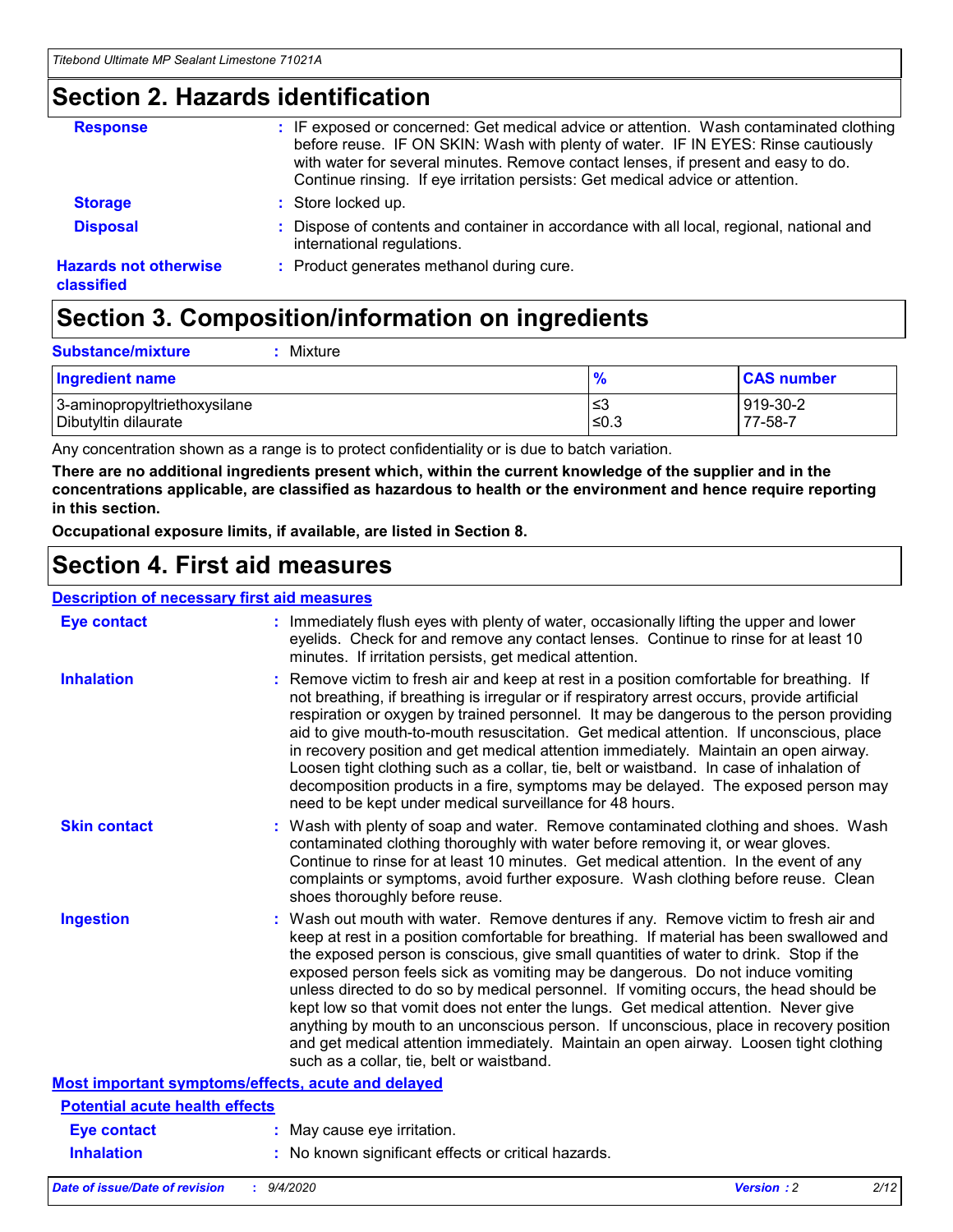## Section 2. Hazards identification

**Response** : IF exposed or concerned: Get medical advice or attention. Wash contaminated clothing before reuse. IF ON SKIN: Wash with plenty of water. IF IN EYES: Rinse cautiously with water for several minutes. Remove contact lenses, if present and easy to do. Continue rinsing. If eye irritation persists: Get medical advice or attention.

**Storage** : Store locked up.

**Disposal** : Dispose of contents and container in accordance with all local, regional, national and international regulations.

**Hazards not otherwise classified** : Product generates methanol during cure.

## Section 3. Composition/information on ingredients

**Substance/mixture** : Mixture

| Ingredient name | % | CAS number |
| --- | --- | --- |
| 3-aminopropyltriethoxysilane | ≤3 | 919-30-2 |
| Dibutyltin dilaurate | ≤0.3 | 77-58-7 |

Any concentration shown as a range is to protect confidentiality or is due to batch variation.

**There are no additional ingredients present which, within the current knowledge of the supplier and in the concentrations applicable, are classified as hazardous to health or the environment and hence require reporting in this section.**

**Occupational exposure limits, if available, are listed in Section 8.**

## Section 4. First aid measures

### Description of necessary first aid measures

**Eye contact** : Immediately flush eyes with plenty of water, occasionally lifting the upper and lower eyelids. Check for and remove any contact lenses. Continue to rinse for at least 10 minutes. If irritation persists, get medical attention.

**Inhalation** : Remove victim to fresh air and keep at rest in a position comfortable for breathing. If not breathing, if breathing is irregular or if respiratory arrest occurs, provide artificial respiration or oxygen by trained personnel. It may be dangerous to the person providing aid to give mouth-to-mouth resuscitation. Get medical attention. If unconscious, place in recovery position and get medical attention immediately. Maintain an open airway. Loosen tight clothing such as a collar, tie, belt or waistband. In case of inhalation of decomposition products in a fire, symptoms may be delayed. The exposed person may need to be kept under medical surveillance for 48 hours.

**Skin contact** : Wash with plenty of soap and water. Remove contaminated clothing and shoes. Wash contaminated clothing thoroughly with water before removing it, or wear gloves. Continue to rinse for at least 10 minutes. Get medical attention. In the event of any complaints or symptoms, avoid further exposure. Wash clothing before reuse. Clean shoes thoroughly before reuse.

**Ingestion** : Wash out mouth with water. Remove dentures if any. Remove victim to fresh air and keep at rest in a position comfortable for breathing. If material has been swallowed and the exposed person is conscious, give small quantities of water to drink. Stop if the exposed person feels sick as vomiting may be dangerous. Do not induce vomiting unless directed to do so by medical personnel. If vomiting occurs, the head should be kept low so that vomit does not enter the lungs. Get medical attention. Never give anything by mouth to an unconscious person. If unconscious, place in recovery position and get medical attention immediately. Maintain an open airway. Loosen tight clothing such as a collar, tie, belt or waistband.

### Most important symptoms/effects, acute and delayed

#### Potential acute health effects

**Eye contact** : May cause eye irritation.

**Inhalation** : No known significant effects or critical hazards.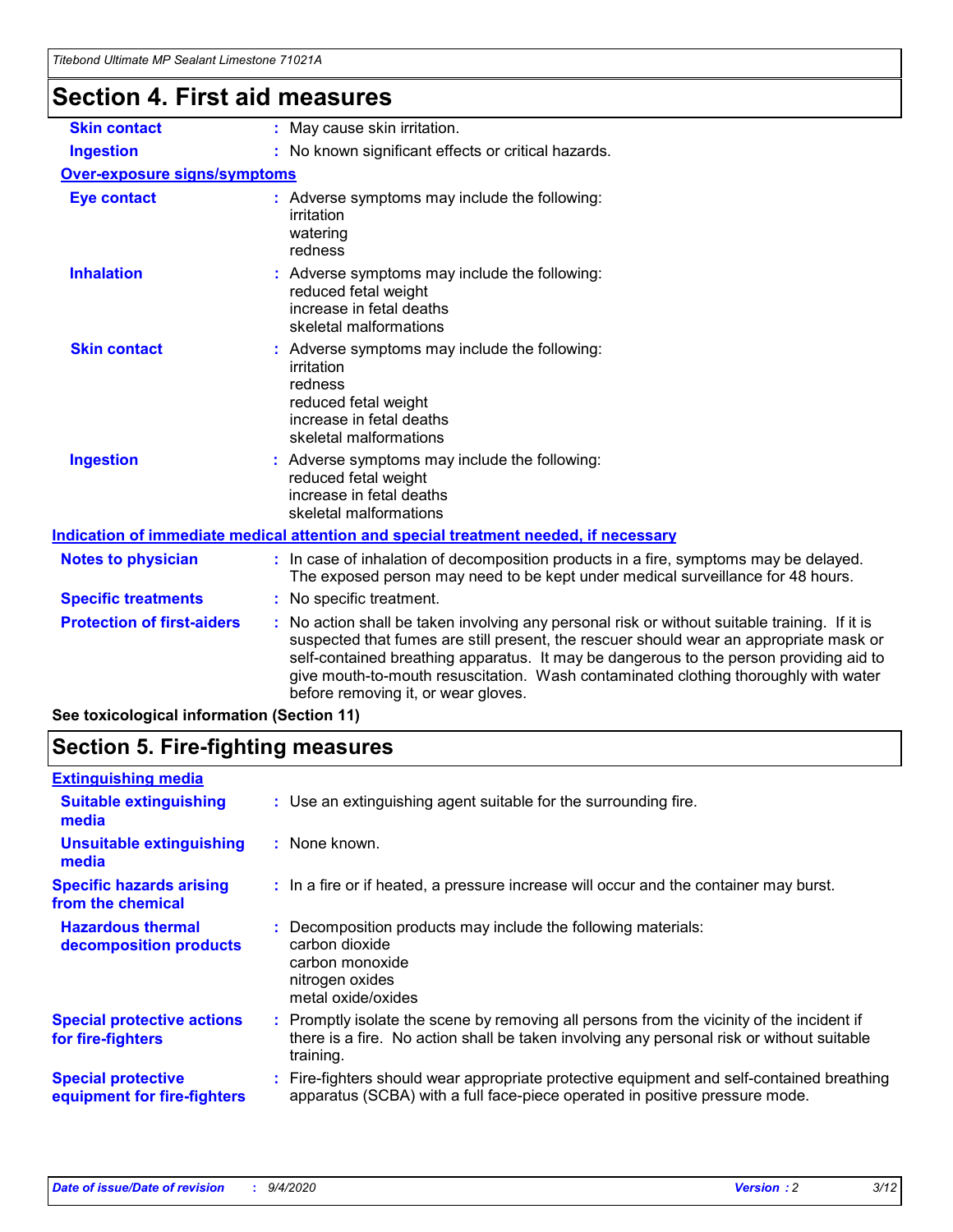## Section 4. First aid measures

| | |
|---|---|
| **Skin contact** | : May cause skin irritation. |
| **Ingestion** | : No known significant effects or critical hazards. |

**Over-exposure signs/symptoms**

| | |
|---|---|
| **Eye contact** | : Adverse symptoms may include the following:<br>irritation<br>watering<br>redness |
| **Inhalation** | : Adverse symptoms may include the following:<br>reduced fetal weight<br>increase in fetal deaths<br>skeletal malformations |
| **Skin contact** | : Adverse symptoms may include the following:<br>irritation<br>redness<br>reduced fetal weight<br>increase in fetal deaths<br>skeletal malformations |
| **Ingestion** | : Adverse symptoms may include the following:<br>reduced fetal weight<br>increase in fetal deaths<br>skeletal malformations |

**Indication of immediate medical attention and special treatment needed, if necessary**

| | |
|---|---|
| **Notes to physician** | : In case of inhalation of decomposition products in a fire, symptoms may be delayed. The exposed person may need to be kept under medical surveillance for 48 hours. |
| **Specific treatments** | : No specific treatment. |
| **Protection of first-aiders** | : No action shall be taken involving any personal risk or without suitable training. If it is suspected that fumes are still present, the rescuer should wear an appropriate mask or self-contained breathing apparatus. It may be dangerous to the person providing aid to give mouth-to-mouth resuscitation. Wash contaminated clothing thoroughly with water before removing it, or wear gloves. |

**See toxicological information (Section 11)**

## Section 5. Fire-fighting measures

**Extinguishing media**

| | |
|---|---|
| **Suitable extinguishing media** | : Use an extinguishing agent suitable for the surrounding fire. |
| **Unsuitable extinguishing media** | : None known. |
| **Specific hazards arising from the chemical** | : In a fire or if heated, a pressure increase will occur and the container may burst. |
| **Hazardous thermal decomposition products** | : Decomposition products may include the following materials:<br>carbon dioxide<br>carbon monoxide<br>nitrogen oxides<br>metal oxide/oxides |
| **Special protective actions for fire-fighters** | : Promptly isolate the scene by removing all persons from the vicinity of the incident if there is a fire. No action shall be taken involving any personal risk or without suitable training. |
| **Special protective equipment for fire-fighters** | : Fire-fighters should wear appropriate protective equipment and self-contained breathing apparatus (SCBA) with a full face-piece operated in positive pressure mode. |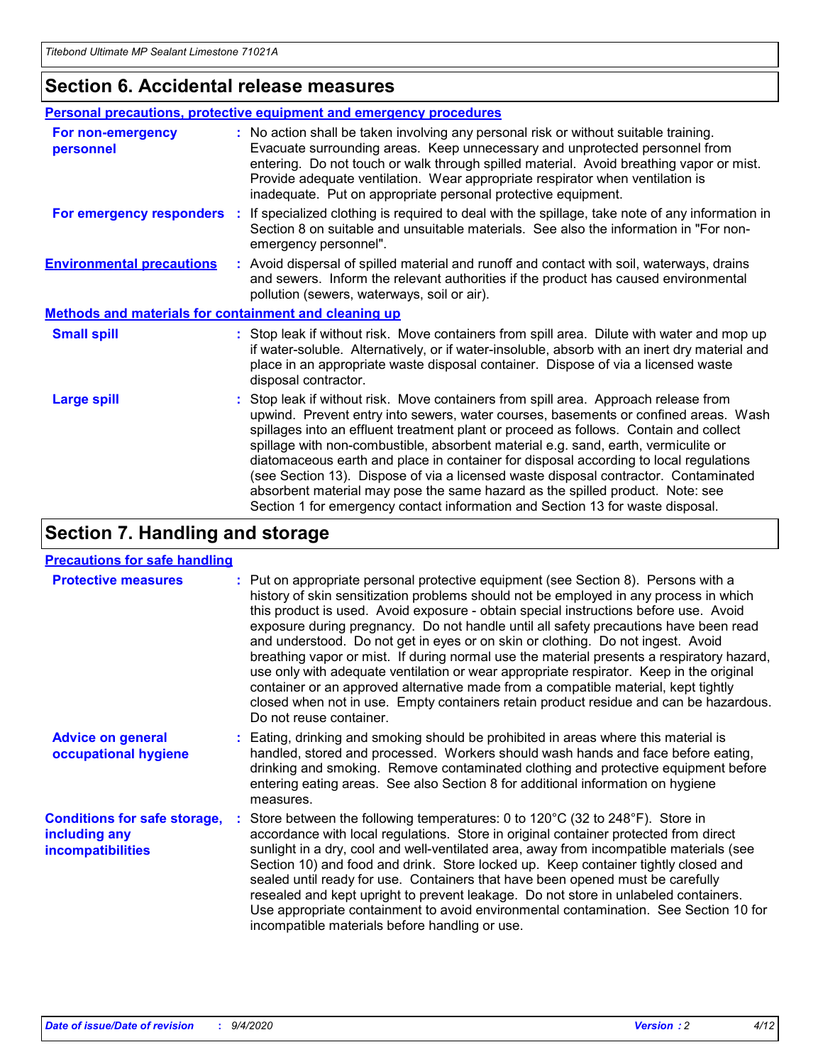## Section 6. Accidental release measures

### Personal precautions, protective equipment and emergency procedures

**For non-emergency personnel** : No action shall be taken involving any personal risk or without suitable training. Evacuate surrounding areas. Keep unnecessary and unprotected personnel from entering. Do not touch or walk through spilled material. Avoid breathing vapor or mist. Provide adequate ventilation. Wear appropriate respirator when ventilation is inadequate. Put on appropriate personal protective equipment.

**For emergency responders** : If specialized clothing is required to deal with the spillage, take note of any information in Section 8 on suitable and unsuitable materials. See also the information in "For non-emergency personnel".

**Environmental precautions** : Avoid dispersal of spilled material and runoff and contact with soil, waterways, drains and sewers. Inform the relevant authorities if the product has caused environmental pollution (sewers, waterways, soil or air).

### Methods and materials for containment and cleaning up

**Small spill** : Stop leak if without risk. Move containers from spill area. Dilute with water and mop up if water-soluble. Alternatively, or if water-insoluble, absorb with an inert dry material and place in an appropriate waste disposal container. Dispose of via a licensed waste disposal contractor.

**Large spill** : Stop leak if without risk. Move containers from spill area. Approach release from upwind. Prevent entry into sewers, water courses, basements or confined areas. Wash spillages into an effluent treatment plant or proceed as follows. Contain and collect spillage with non-combustible, absorbent material e.g. sand, earth, vermiculite or diatomaceous earth and place in container for disposal according to local regulations (see Section 13). Dispose of via a licensed waste disposal contractor. Contaminated absorbent material may pose the same hazard as the spilled product. Note: see Section 1 for emergency contact information and Section 13 for waste disposal.

## Section 7. Handling and storage

### Precautions for safe handling

**Protective measures** : Put on appropriate personal protective equipment (see Section 8). Persons with a history of skin sensitization problems should not be employed in any process in which this product is used. Avoid exposure - obtain special instructions before use. Avoid exposure during pregnancy. Do not handle until all safety precautions have been read and understood. Do not get in eyes or on skin or clothing. Do not ingest. Avoid breathing vapor or mist. If during normal use the material presents a respiratory hazard, use only with adequate ventilation or wear appropriate respirator. Keep in the original container or an approved alternative made from a compatible material, kept tightly closed when not in use. Empty containers retain product residue and can be hazardous. Do not reuse container.

**Advice on general occupational hygiene** : Eating, drinking and smoking should be prohibited in areas where this material is handled, stored and processed. Workers should wash hands and face before eating, drinking and smoking. Remove contaminated clothing and protective equipment before entering eating areas. See also Section 8 for additional information on hygiene measures.

**Conditions for safe storage, including any incompatibilities** : Store between the following temperatures: 0 to 120°C (32 to 248°F). Store in accordance with local regulations. Store in original container protected from direct sunlight in a dry, cool and well-ventilated area, away from incompatible materials (see Section 10) and food and drink. Store locked up. Keep container tightly closed and sealed until ready for use. Containers that have been opened must be carefully resealed and kept upright to prevent leakage. Do not store in unlabeled containers. Use appropriate containment to avoid environmental contamination. See Section 10 for incompatible materials before handling or use.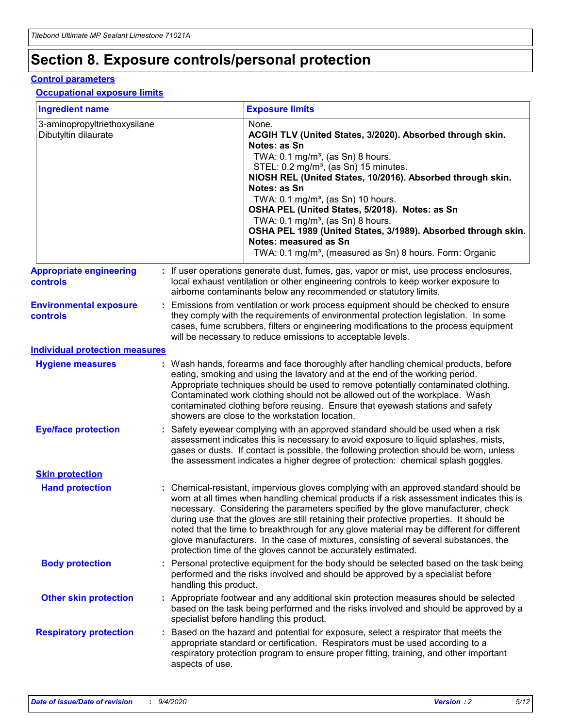# Section 8. Exposure controls/personal protection

## Control parameters

### Occupational exposure limits

| Ingredient name | Exposure limits |
| --- | --- |
| 3-aminopropyltriethoxysilane | None. |
| Dibutyltin dilaurate | **ACGIH TLV (United States, 3/2020). Absorbed through skin. Notes: as Sn**<br>TWA: 0.1 mg/m³, (as Sn) 8 hours.<br>STEL: 0.2 mg/m³, (as Sn) 15 minutes.<br>**NIOSH REL (United States, 10/2016). Absorbed through skin. Notes: as Sn**<br>TWA: 0.1 mg/m³, (as Sn) 10 hours.<br>**OSHA PEL (United States, 5/2018). Notes: as Sn**<br>TWA: 0.1 mg/m³, (as Sn) 8 hours.<br>**OSHA PEL 1989 (United States, 3/1989). Absorbed through skin. Notes: measured as Sn**<br>TWA: 0.1 mg/m³, (measured as Sn) 8 hours. Form: Organic |

**Appropriate engineering controls** : If user operations generate dust, fumes, gas, vapor or mist, use process enclosures, local exhaust ventilation or other engineering controls to keep worker exposure to airborne contaminants below any recommended or statutory limits.

**Environmental exposure controls** : Emissions from ventilation or work process equipment should be checked to ensure they comply with the requirements of environmental protection legislation. In some cases, fume scrubbers, filters or engineering modifications to the process equipment will be necessary to reduce emissions to acceptable levels.

## Individual protection measures

**Hygiene measures** : Wash hands, forearms and face thoroughly after handling chemical products, before eating, smoking and using the lavatory and at the end of the working period. Appropriate techniques should be used to remove potentially contaminated clothing. Contaminated work clothing should not be allowed out of the workplace. Wash contaminated clothing before reusing. Ensure that eyewash stations and safety showers are close to the workstation location.

**Eye/face protection** : Safety eyewear complying with an approved standard should be used when a risk assessment indicates this is necessary to avoid exposure to liquid splashes, mists, gases or dusts. If contact is possible, the following protection should be worn, unless the assessment indicates a higher degree of protection: chemical splash goggles.

### Skin protection

**Hand protection** : Chemical-resistant, impervious gloves complying with an approved standard should be worn at all times when handling chemical products if a risk assessment indicates this is necessary. Considering the parameters specified by the glove manufacturer, check during use that the gloves are still retaining their protective properties. It should be noted that the time to breakthrough for any glove material may be different for different glove manufacturers. In the case of mixtures, consisting of several substances, the protection time of the gloves cannot be accurately estimated.

**Body protection** : Personal protective equipment for the body should be selected based on the task being performed and the risks involved and should be approved by a specialist before handling this product.

**Other skin protection** : Appropriate footwear and any additional skin protection measures should be selected based on the task being performed and the risks involved and should be approved by a specialist before handling this product.

**Respiratory protection** : Based on the hazard and potential for exposure, select a respirator that meets the appropriate standard or certification. Respirators must be used according to a respiratory protection program to ensure proper fitting, training, and other important aspects of use.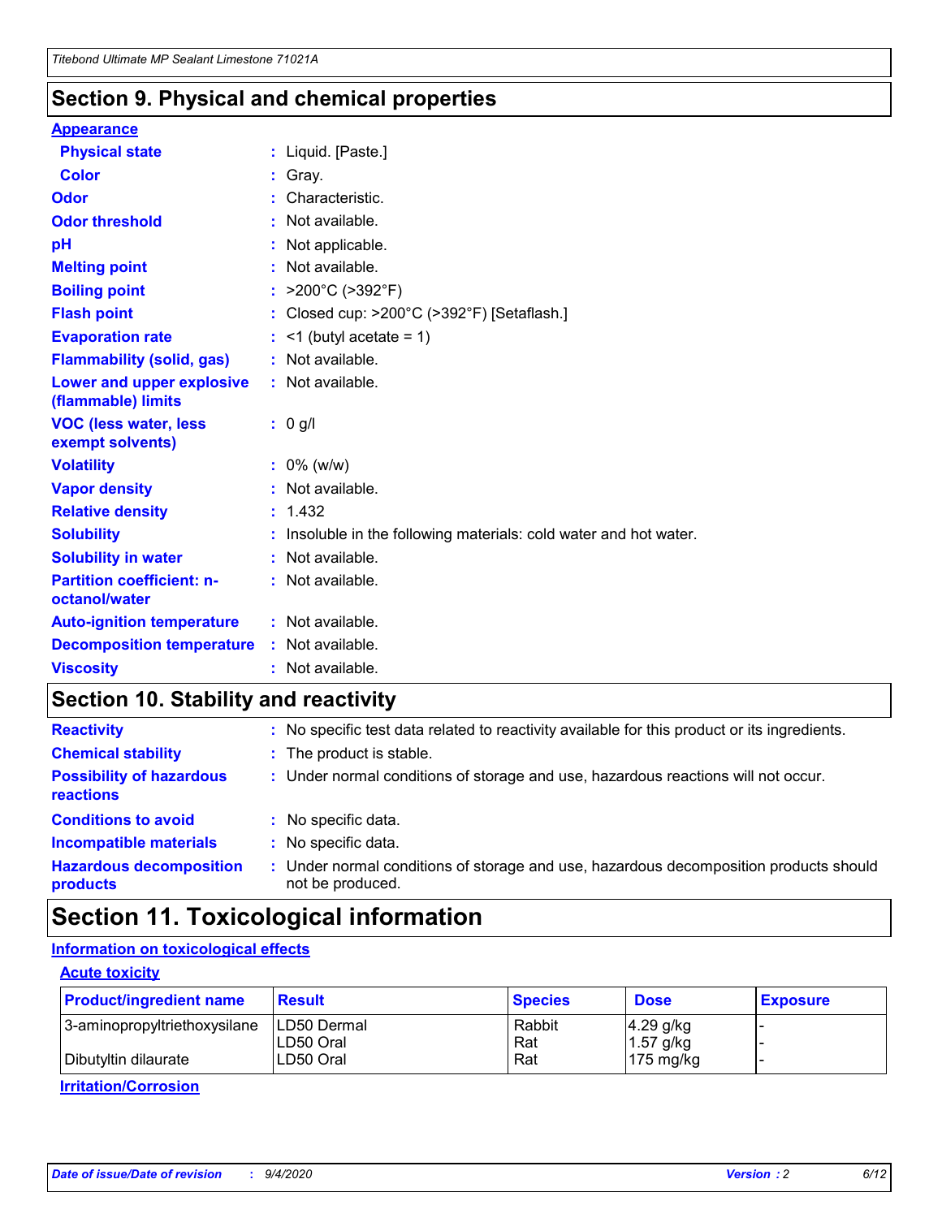## Section 9. Physical and chemical properties

**Appearance**

| | |
|---|---|
| **Physical state** | : Liquid. [Paste.] |
| **Color** | : Gray. |
| **Odor** | : Characteristic. |
| **Odor threshold** | : Not available. |
| **pH** | : Not applicable. |
| **Melting point** | : Not available. |
| **Boiling point** | : >200°C (>392°F) |
| **Flash point** | : Closed cup: >200°C (>392°F) [Setaflash.] |
| **Evaporation rate** | : <1 (butyl acetate = 1) |
| **Flammability (solid, gas)** | : Not available. |
| **Lower and upper explosive (flammable) limits** | : Not available. |
| **VOC (less water, less exempt solvents)** | : 0 g/l |
| **Volatility** | : 0% (w/w) |
| **Vapor density** | : Not available. |
| **Relative density** | : 1.432 |
| **Solubility** | : Insoluble in the following materials: cold water and hot water. |
| **Solubility in water** | : Not available. |
| **Partition coefficient: n-octanol/water** | : Not available. |
| **Auto-ignition temperature** | : Not available. |
| **Decomposition temperature** | : Not available. |
| **Viscosity** | : Not available. |

## Section 10. Stability and reactivity

| | |
|---|---|
| **Reactivity** | : No specific test data related to reactivity available for this product or its ingredients. |
| **Chemical stability** | : The product is stable. |
| **Possibility of hazardous reactions** | : Under normal conditions of storage and use, hazardous reactions will not occur. |
| **Conditions to avoid** | : No specific data. |
| **Incompatible materials** | : No specific data. |
| **Hazardous decomposition products** | : Under normal conditions of storage and use, hazardous decomposition products should not be produced. |

## Section 11. Toxicological information

**Information on toxicological effects**

**Acute toxicity**

| Product/ingredient name | Result | Species | Dose | Exposure |
|---|---|---|---|---|
| 3-aminopropyltriethoxysilane | LD50 Dermal | Rabbit | 4.29 g/kg | - |
| | LD50 Oral | Rat | 1.57 g/kg | - |
| Dibutyltin dilaurate | LD50 Oral | Rat | 175 mg/kg | - |

**Irritation/Corrosion**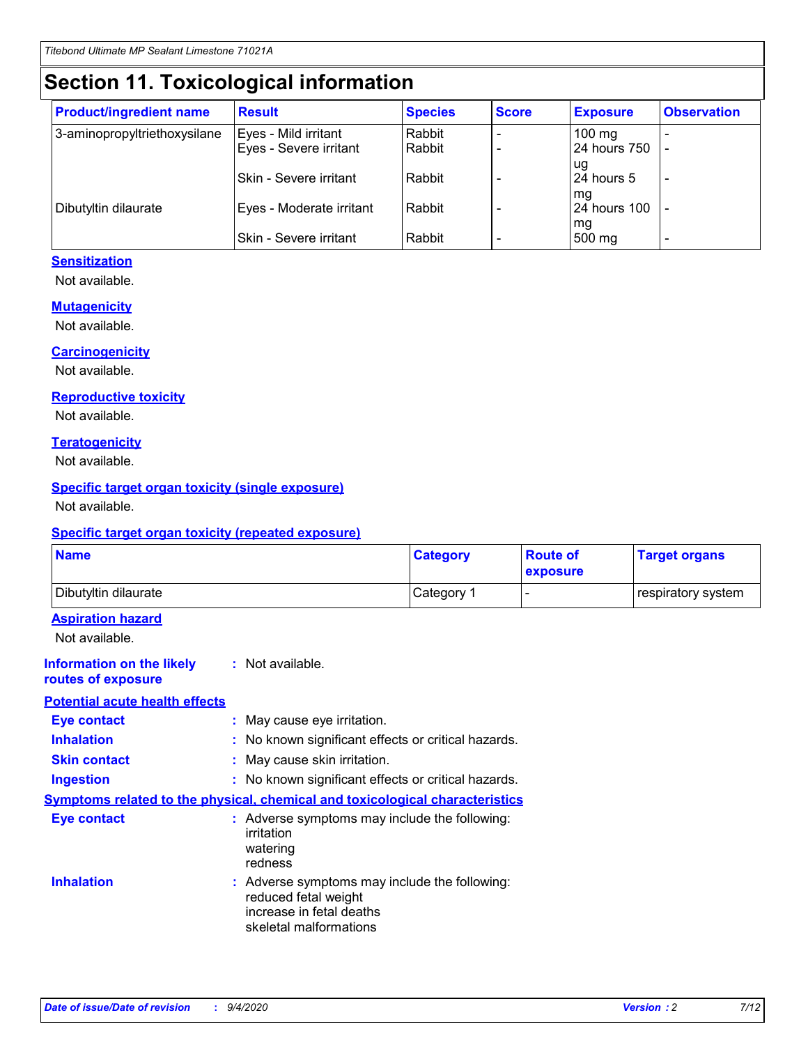# Section 11. Toxicological information

| Product/ingredient name | Result | Species | Score | Exposure | Observation |
|---|---|---|---|---|---|
| 3-aminopropyltriethoxysilane | Eyes - Mild irritant | Rabbit | - | 100 mg | - |
| | Eyes - Severe irritant | Rabbit | - | 24 hours 750 ug | - |
| | Skin - Severe irritant | Rabbit | - | 24 hours 5 mg | - |
| Dibutyltin dilaurate | Eyes - Moderate irritant | Rabbit | - | 24 hours 100 mg | - |
| | Skin - Severe irritant | Rabbit | - | 500 mg | - |

### Sensitization

Not available.

### Mutagenicity

Not available.

### Carcinogenicity

Not available.

### Reproductive toxicity

Not available.

### Teratogenicity

Not available.

### Specific target organ toxicity (single exposure)

Not available.

### Specific target organ toxicity (repeated exposure)

| Name | Category | Route of exposure | Target organs |
|---|---|---|---|
| Dibutyltin dilaurate | Category 1 | - | respiratory system |

### Aspiration hazard

Not available.

**Information on the likely routes of exposure** : Not available.

### Potential acute health effects

**Eye contact** : May cause eye irritation.

**Inhalation** : No known significant effects or critical hazards.

**Skin contact** : May cause skin irritation.

**Ingestion** : No known significant effects or critical hazards.

### Symptoms related to the physical, chemical and toxicological characteristics

**Eye contact** : Adverse symptoms may include the following:
irritation
watering
redness

**Inhalation** : Adverse symptoms may include the following:
reduced fetal weight
increase in fetal deaths
skeletal malformations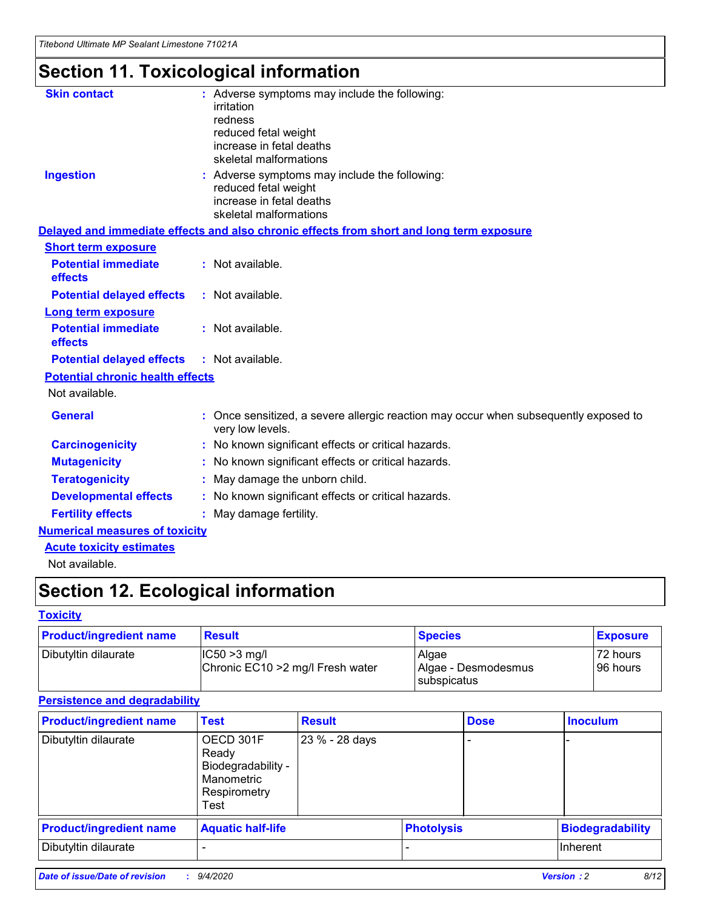# Section 11. Toxicological information

**Skin contact** : Adverse symptoms may include the following:
irritation
redness
reduced fetal weight
increase in fetal deaths
skeletal malformations

**Ingestion** : Adverse symptoms may include the following:
reduced fetal weight
increase in fetal deaths
skeletal malformations

**Delayed and immediate effects and also chronic effects from short and long term exposure**

**Short term exposure**

**Potential immediate effects** : Not available.

**Potential delayed effects** : Not available.

**Long term exposure**

**Potential immediate effects** : Not available.

**Potential delayed effects** : Not available.

**Potential chronic health effects**

Not available.

**General** : Once sensitized, a severe allergic reaction may occur when subsequently exposed to very low levels.

**Carcinogenicity** : No known significant effects or critical hazards.

**Mutagenicity** : No known significant effects or critical hazards.

**Teratogenicity** : May damage the unborn child.

**Developmental effects** : No known significant effects or critical hazards.

**Fertility effects** : May damage fertility.

**Numerical measures of toxicity**

**Acute toxicity estimates**

Not available.

# Section 12. Ecological information

**Toxicity**

| Product/ingredient name | Result | Species | Exposure |
|---|---|---|---|
| Dibutyltin dilaurate | IC50 >3 mg/l<br>Chronic EC10 >2 mg/l Fresh water | Algae<br>Algae - Desmodesmus subspicatus | 72 hours<br>96 hours |

**Persistence and degradability**

| Product/ingredient name | Test | Result | Dose | Inoculum |
|---|---|---|---|---|
| Dibutyltin dilaurate | OECD 301F Ready Biodegradability - Manometric Respirometry Test | 23 % - 28 days | - | - |

| Product/ingredient name | Aquatic half-life | Photolysis | Biodegradability |
|---|---|---|---|
| Dibutyltin dilaurate | - | - | Inherent |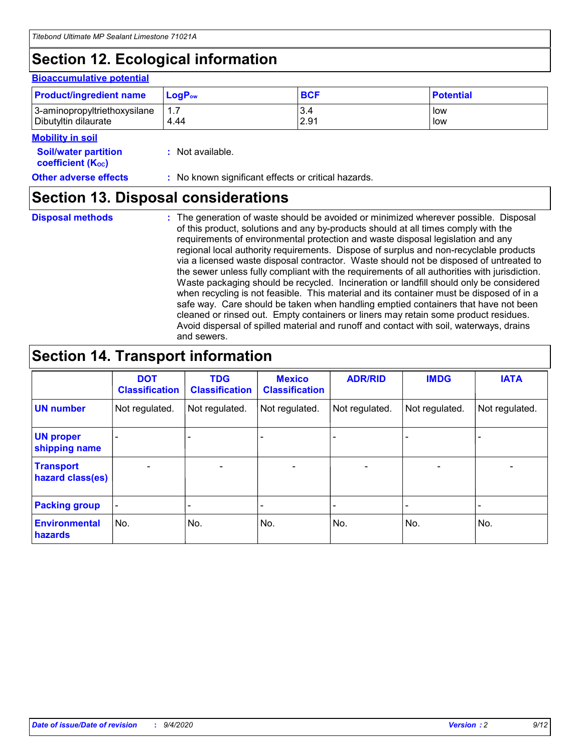## Section 12. Ecological information

**Bioaccumulative potential**

| Product/ingredient name | $LogP_{ow}$ | BCF | Potential |
|---|---|---|---|
| 3-aminopropyltriethoxysilane | 1.7 | 3.4 | low |
| Dibutyltin dilaurate | 4.44 | 2.91 | low |

**Mobility in soil**

**Soil/water partition coefficient ($K_{OC}$)** : Not available.

**Other adverse effects** : No known significant effects or critical hazards.

## Section 13. Disposal considerations

**Disposal methods** : The generation of waste should be avoided or minimized wherever possible. Disposal of this product, solutions and any by-products should at all times comply with the requirements of environmental protection and waste disposal legislation and any regional local authority requirements. Dispose of surplus and non-recyclable products via a licensed waste disposal contractor. Waste should not be disposed of untreated to the sewer unless fully compliant with the requirements of all authorities with jurisdiction. Waste packaging should be recycled. Incineration or landfill should only be considered when recycling is not feasible. This material and its container must be disposed of in a safe way. Care should be taken when handling emptied containers that have not been cleaned or rinsed out. Empty containers or liners may retain some product residues. Avoid dispersal of spilled material and runoff and contact with soil, waterways, drains and sewers.

## Section 14. Transport information

| | DOT Classification | TDG Classification | Mexico Classification | ADR/RID | IMDG | IATA |
|---|---|---|---|---|---|---|
| UN number | Not regulated. | Not regulated. | Not regulated. | Not regulated. | Not regulated. | Not regulated. |
| UN proper shipping name | - | - | - | - | - | - |
| Transport hazard class(es) | - | - | - | - | - | - |
| Packing group | - | - | - | - | - | - |
| Environmental hazards | No. | No. | No. | No. | No. | No. |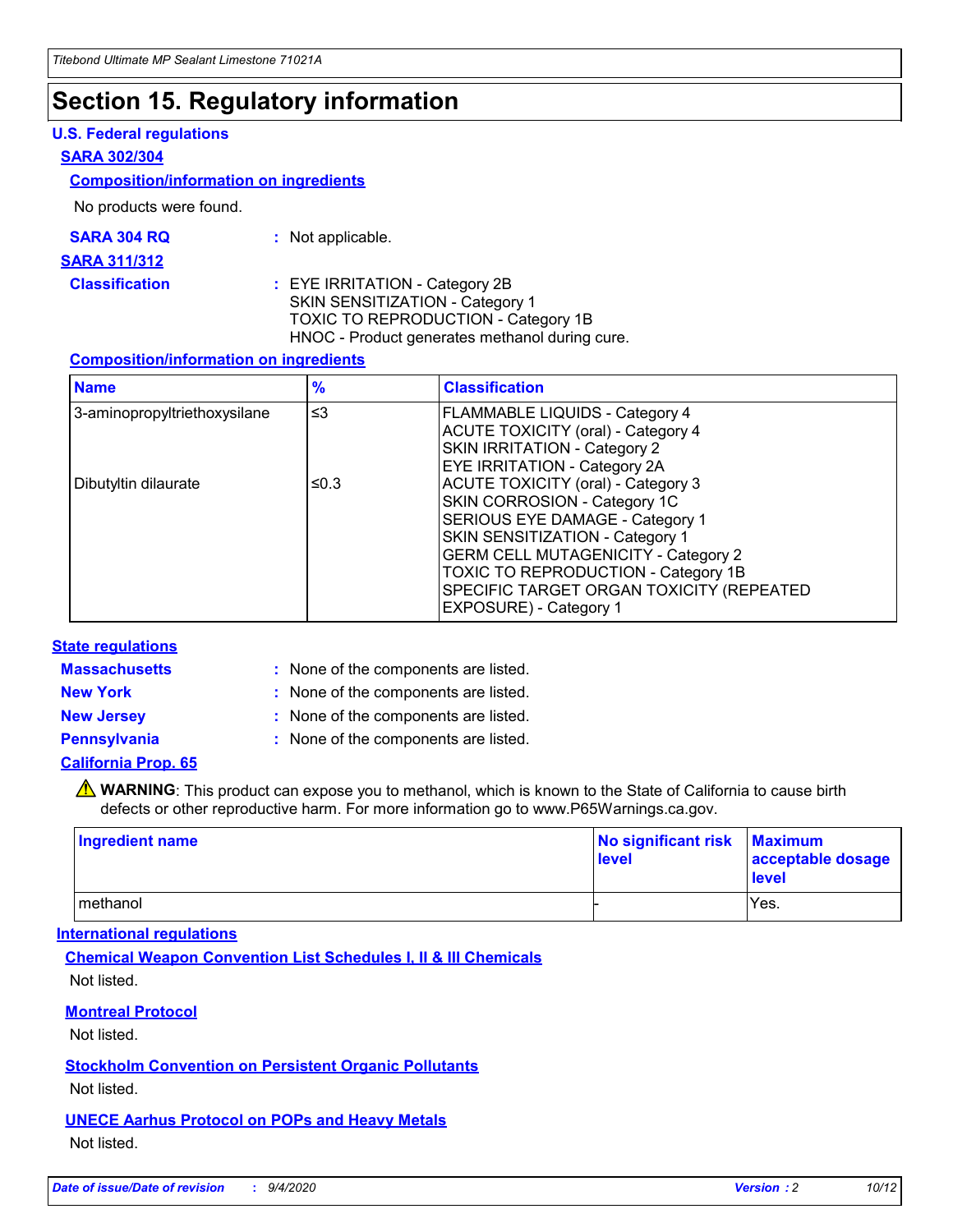# Section 15. Regulatory information

### U.S. Federal regulations

**SARA 302/304**

**Composition/information on ingredients**

No products were found.

**SARA 304 RQ** : Not applicable.

**SARA 311/312**

**Classification** : EYE IRRITATION - Category 2B
SKIN SENSITIZATION - Category 1
TOXIC TO REPRODUCTION - Category 1B
HNOC - Product generates methanol during cure.

**Composition/information on ingredients**

| Name | % | Classification |
|---|---|---|
| 3-aminopropyltriethoxysilane | ≤3 | FLAMMABLE LIQUIDS - Category 4<br>ACUTE TOXICITY (oral) - Category 4<br>SKIN IRRITATION - Category 2<br>EYE IRRITATION - Category 2A |
| Dibutyltin dilaurate | ≤0.3 | ACUTE TOXICITY (oral) - Category 3<br>SKIN CORROSION - Category 1C<br>SERIOUS EYE DAMAGE - Category 1<br>SKIN SENSITIZATION - Category 1<br>GERM CELL MUTAGENICITY - Category 2<br>TOXIC TO REPRODUCTION - Category 1B<br>SPECIFIC TARGET ORGAN TOXICITY (REPEATED EXPOSURE) - Category 1 |

### State regulations

**Massachusetts** : None of the components are listed.

**New York** : None of the components are listed.

**New Jersey** : None of the components are listed.

**Pennsylvania** : None of the components are listed.

**California Prop. 65**

⚠ **WARNING**: This product can expose you to methanol, which is known to the State of California to cause birth defects or other reproductive harm. For more information go to www.P65Warnings.ca.gov.

| Ingredient name | No significant risk level | Maximum acceptable dosage level |
|---|---|---|
| methanol | - | Yes. |

### International regulations

**Chemical Weapon Convention List Schedules I, II & III Chemicals**

Not listed.

**Montreal Protocol**

Not listed.

**Stockholm Convention on Persistent Organic Pollutants**

Not listed.

**UNECE Aarhus Protocol on POPs and Heavy Metals**

Not listed.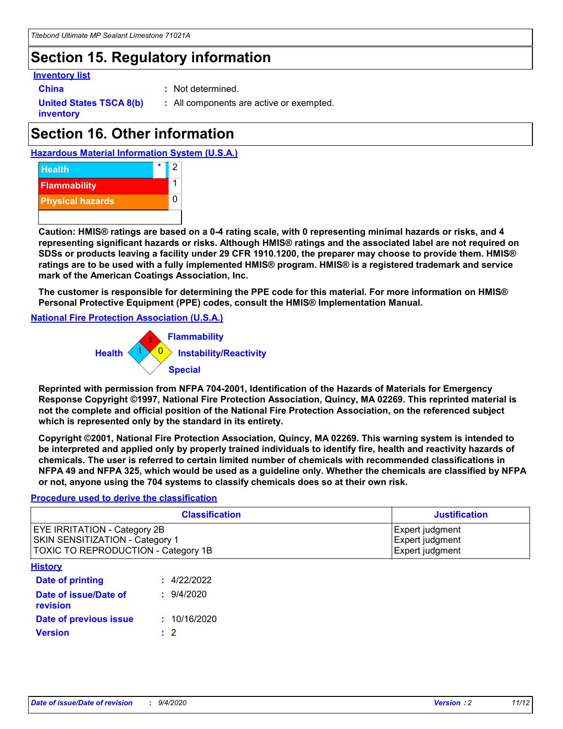# Section 15. Regulatory information

**Inventory list**

**China** : Not determined.

**United States TSCA 8(b) inventory** : All components are active or exempted.

# Section 16. Other information

**Hazardous Material Information System (U.S.A.)**

| | | |
|---|---|---|
| Health | * | 2 |
| Flammability | | 1 |
| Physical hazards | | 0 |

**Caution: HMIS® ratings are based on a 0-4 rating scale, with 0 representing minimal hazards or risks, and 4 representing significant hazards or risks. Although HMIS® ratings and the associated label are not required on SDSs or products leaving a facility under 29 CFR 1910.1200, the preparer may choose to provide them. HMIS® ratings are to be used with a fully implemented HMIS® program. HMIS® is a registered trademark and service mark of the American Coatings Association, Inc.**

**The customer is responsible for determining the PPE code for this material. For more information on HMIS® Personal Protective Equipment (PPE) codes, consult the HMIS® Implementation Manual.**

**National Fire Protection Association (U.S.A.)**

Flammability: 1
Health: 1
Instability/Reactivity: 0
Special:

**Reprinted with permission from NFPA 704-2001, Identification of the Hazards of Materials for Emergency Response Copyright ©1997, National Fire Protection Association, Quincy, MA 02269. This reprinted material is not the complete and official position of the National Fire Protection Association, on the referenced subject which is represented only by the standard in its entirety.**

**Copyright ©2001, National Fire Protection Association, Quincy, MA 02269. This warning system is intended to be interpreted and applied only by properly trained individuals to identify fire, health and reactivity hazards of chemicals. The user is referred to certain limited number of chemicals with recommended classifications in NFPA 49 and NFPA 325, which would be used as a guideline only. Whether the chemicals are classified by NFPA or not, anyone using the 704 systems to classify chemicals does so at their own risk.**

**Procedure used to derive the classification**

| Classification | Justification |
|---|---|
| EYE IRRITATION - Category 2B | Expert judgment |
| SKIN SENSITIZATION - Category 1 | Expert judgment |
| TOXIC TO REPRODUCTION - Category 1B | Expert judgment |

**History**

**Date of printing** : 4/22/2022

**Date of issue/Date of revision** : 9/4/2020

**Date of previous issue** : 10/16/2020

**Version** : 2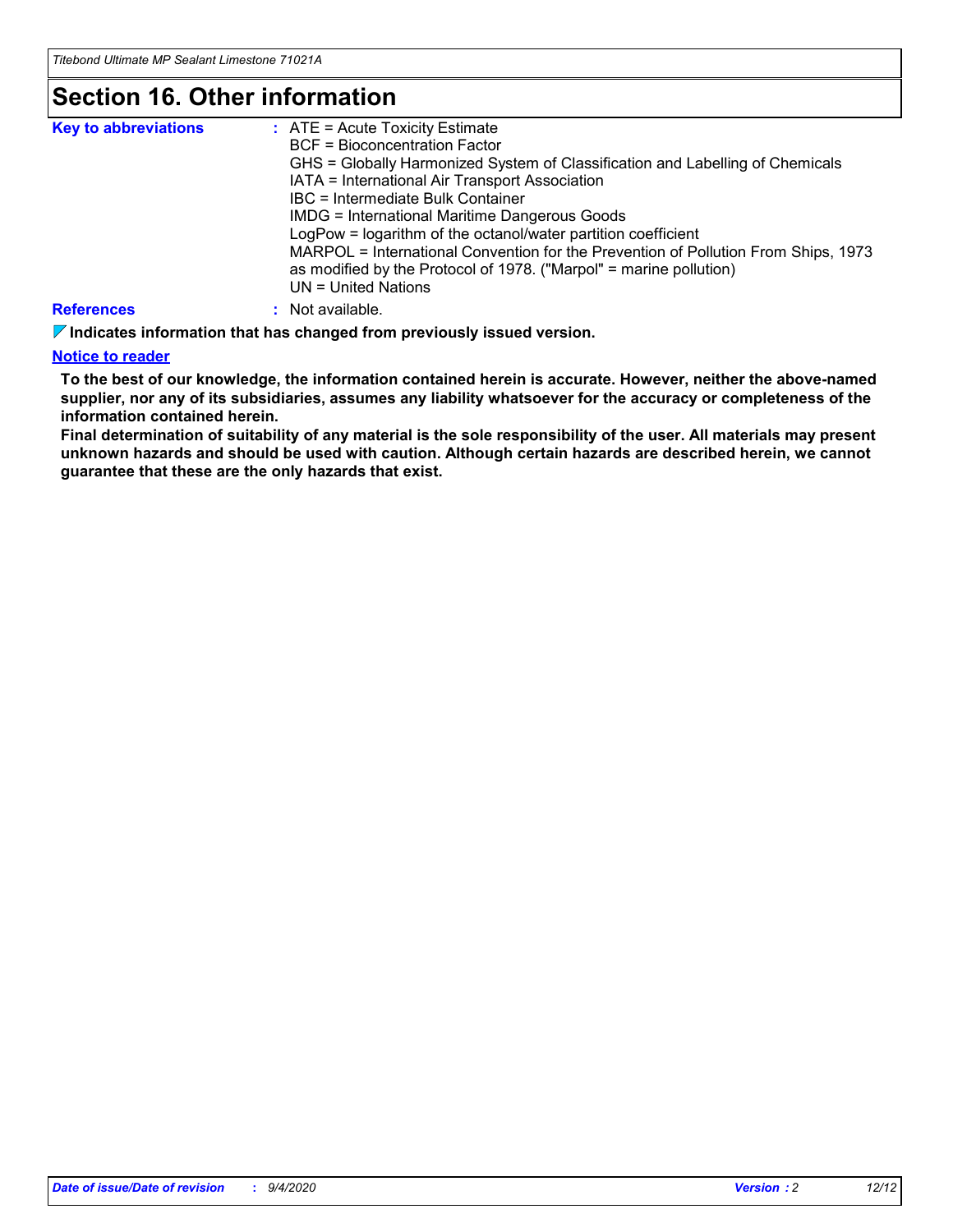## Section 16. Other information

**Key to abbreviations** : ATE = Acute Toxicity Estimate
BCF = Bioconcentration Factor
GHS = Globally Harmonized System of Classification and Labelling of Chemicals
IATA = International Air Transport Association
IBC = Intermediate Bulk Container
IMDG = International Maritime Dangerous Goods
LogPow = logarithm of the octanol/water partition coefficient
MARPOL = International Convention for the Prevention of Pollution From Ships, 1973 as modified by the Protocol of 1978. ("Marpol" = marine pollution)
UN = United Nations

**References** : Not available.

**Indicates information that has changed from previously issued version.**

**Notice to reader**

**To the best of our knowledge, the information contained herein is accurate. However, neither the above-named supplier, nor any of its subsidiaries, assumes any liability whatsoever for the accuracy or completeness of the information contained herein.**

**Final determination of suitability of any material is the sole responsibility of the user. All materials may present unknown hazards and should be used with caution. Although certain hazards are described herein, we cannot guarantee that these are the only hazards that exist.**